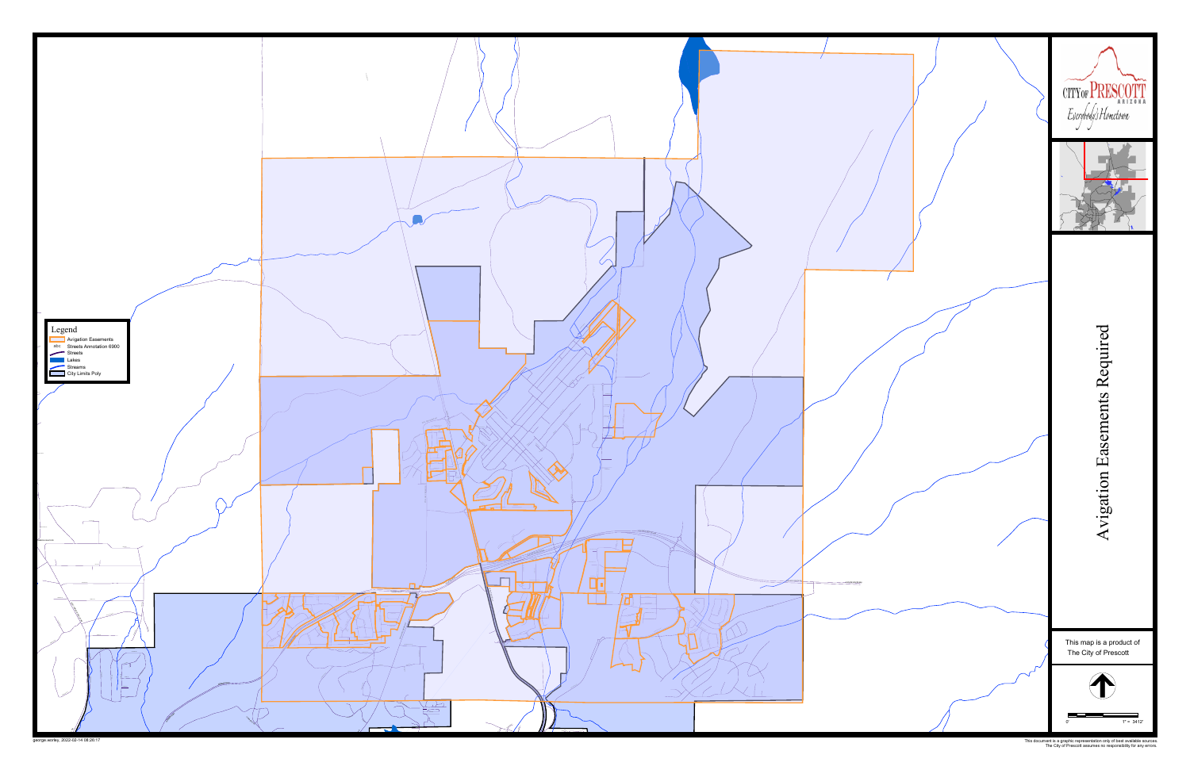# Avigation Easements Required

CITY OF PRESCOTT
ARIZONA
Everybody's Hometown

Legend
- Avigation Easements
- abc Streets Annotation 6900
- Streets
- Lakes
- Streams
- City Limits Poly

This map is a product of The City of Prescott

0' 1" = 3412'

george.worley, 2022-02-14 08:26:17

This document is a graphic representation only of best available sources. The City of Prescott assumes no responsibility for any errors.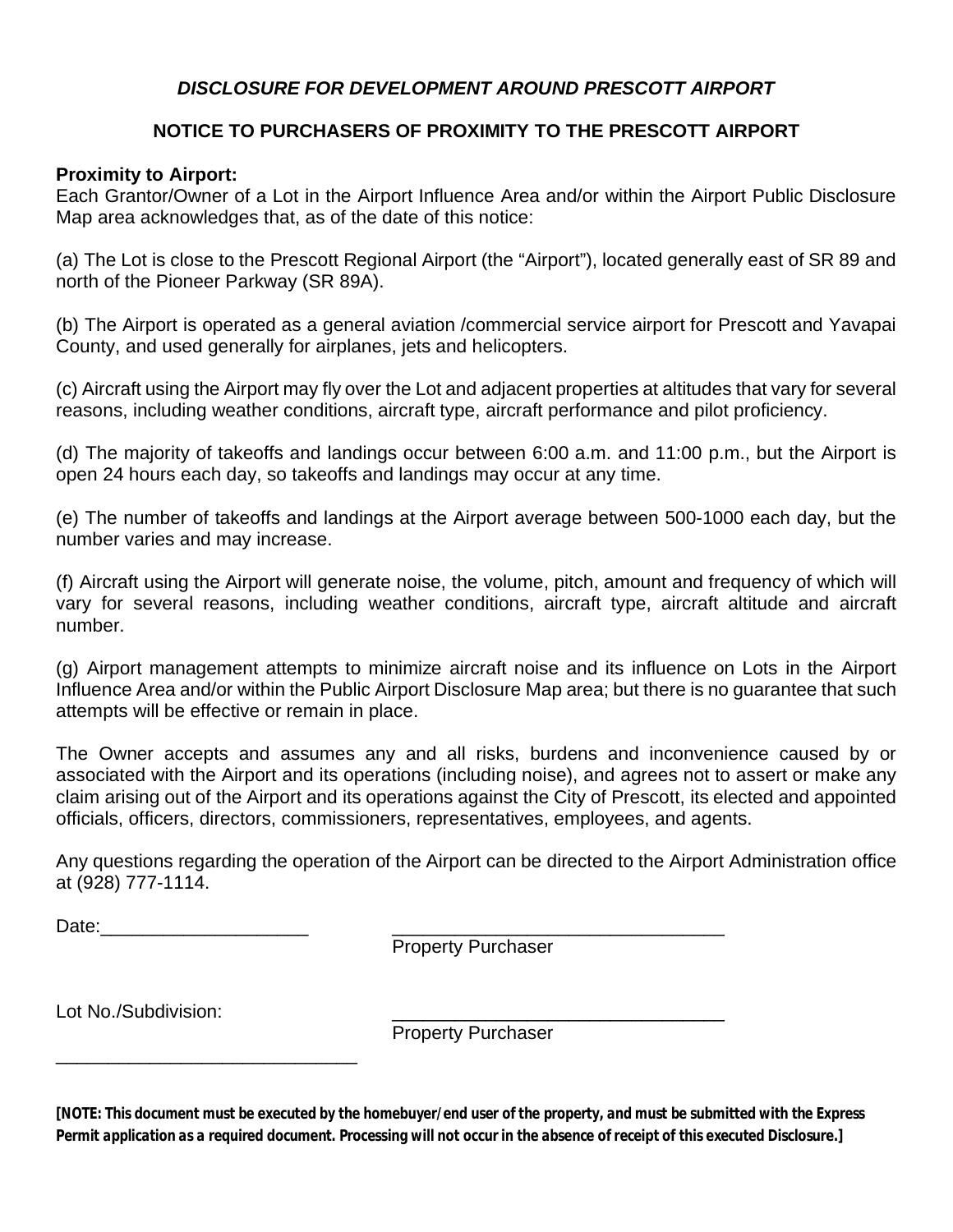## *DISCLOSURE FOR DEVELOPMENT AROUND PRESCOTT AIRPORT*

### NOTICE TO PURCHASERS OF PROXIMITY TO THE PRESCOTT AIRPORT

**Proximity to Airport:**
Each Grantor/Owner of a Lot in the Airport Influence Area and/or within the Airport Public Disclosure Map area acknowledges that, as of the date of this notice:

(a) The Lot is close to the Prescott Regional Airport (the "Airport"), located generally east of SR 89 and north of the Pioneer Parkway (SR 89A).

(b) The Airport is operated as a general aviation /commercial service airport for Prescott and Yavapai County, and used generally for airplanes, jets and helicopters.

(c) Aircraft using the Airport may fly over the Lot and adjacent properties at altitudes that vary for several reasons, including weather conditions, aircraft type, aircraft performance and pilot proficiency.

(d) The majority of takeoffs and landings occur between 6:00 a.m. and 11:00 p.m., but the Airport is open 24 hours each day, so takeoffs and landings may occur at any time.

(e) The number of takeoffs and landings at the Airport average between 500-1000 each day, but the number varies and may increase.

(f) Aircraft using the Airport will generate noise, the volume, pitch, amount and frequency of which will vary for several reasons, including weather conditions, aircraft type, aircraft altitude and aircraft number.

(g) Airport management attempts to minimize aircraft noise and its influence on Lots in the Airport Influence Area and/or within the Public Airport Disclosure Map area; but there is no guarantee that such attempts will be effective or remain in place.

The Owner accepts and assumes any and all risks, burdens and inconvenience caused by or associated with the Airport and its operations (including noise), and agrees not to assert or make any claim arising out of the Airport and its operations against the City of Prescott, its elected and appointed officials, officers, directors, commissioners, representatives, employees, and agents.

Any questions regarding the operation of the Airport can be directed to the Airport Administration office at (928) 777-1114.

Date:____________________

________________________________
Property Purchaser

Lot No./Subdivision:

________________________________
Property Purchaser

_____________________________

***[NOTE: This document must be executed by the homebuyer/end user of the property, and must be submitted with the Express Permit application as a required document. Processing will not occur in the absence of receipt of this executed Disclosure.]***